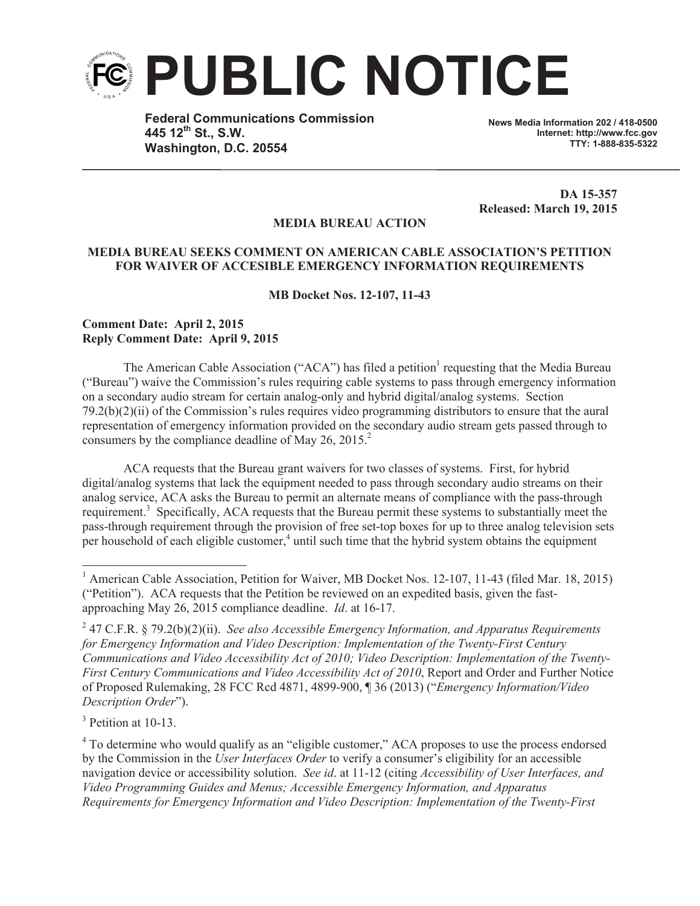# PUBLIC NOTICE

**Federal Communications Commission**
**445 12th St., S.W.**
**Washington, D.C. 20554**

**News Media Information 202 / 418-0500**
**Internet: http://www.fcc.gov**
**TTY: 1-888-835-5322**

**DA 15-357**
**Released: March 19, 2015**

**MEDIA BUREAU ACTION**

**MEDIA BUREAU SEEKS COMMENT ON AMERICAN CABLE ASSOCIATION'S PETITION FOR WAIVER OF ACCESIBLE EMERGENCY INFORMATION REQUIREMENTS**

**MB Docket Nos. 12-107, 11-43**

**Comment Date: April 2, 2015**
**Reply Comment Date: April 9, 2015**

The American Cable Association ("ACA") has filed a petition[1] requesting that the Media Bureau ("Bureau") waive the Commission's rules requiring cable systems to pass through emergency information on a secondary audio stream for certain analog-only and hybrid digital/analog systems. Section 79.2(b)(2)(ii) of the Commission's rules requires video programming distributors to ensure that the aural representation of emergency information provided on the secondary audio stream gets passed through to consumers by the compliance deadline of May 26, 2015.[2]

ACA requests that the Bureau grant waivers for two classes of systems. First, for hybrid digital/analog systems that lack the equipment needed to pass through secondary audio streams on their analog service, ACA asks the Bureau to permit an alternate means of compliance with the pass-through requirement.[3] Specifically, ACA requests that the Bureau permit these systems to substantially meet the pass-through requirement through the provision of free set-top boxes for up to three analog television sets per household of each eligible customer,[4] until such time that the hybrid system obtains the equipment

---

[1] American Cable Association, Petition for Waiver, MB Docket Nos. 12-107, 11-43 (filed Mar. 18, 2015) ("Petition"). ACA requests that the Petition be reviewed on an expedited basis, given the fast-approaching May 26, 2015 compliance deadline. *Id*. at 16-17.

[2] 47 C.F.R. § 79.2(b)(2)(ii). *See also Accessible Emergency Information, and Apparatus Requirements for Emergency Information and Video Description: Implementation of the Twenty-First Century Communications and Video Accessibility Act of 2010; Video Description: Implementation of the Twenty-First Century Communications and Video Accessibility Act of 2010*, Report and Order and Further Notice of Proposed Rulemaking, 28 FCC Rcd 4871, 4899-900, ¶ 36 (2013) ("*Emergency Information/Video Description Order*").

[3] Petition at 10-13.

[4] To determine who would qualify as an "eligible customer," ACA proposes to use the process endorsed by the Commission in the *User Interfaces Order* to verify a consumer's eligibility for an accessible navigation device or accessibility solution. *See id*. at 11-12 (citing *Accessibility of User Interfaces, and Video Programming Guides and Menus; Accessible Emergency Information, and Apparatus Requirements for Emergency Information and Video Description: Implementation of the Twenty-First*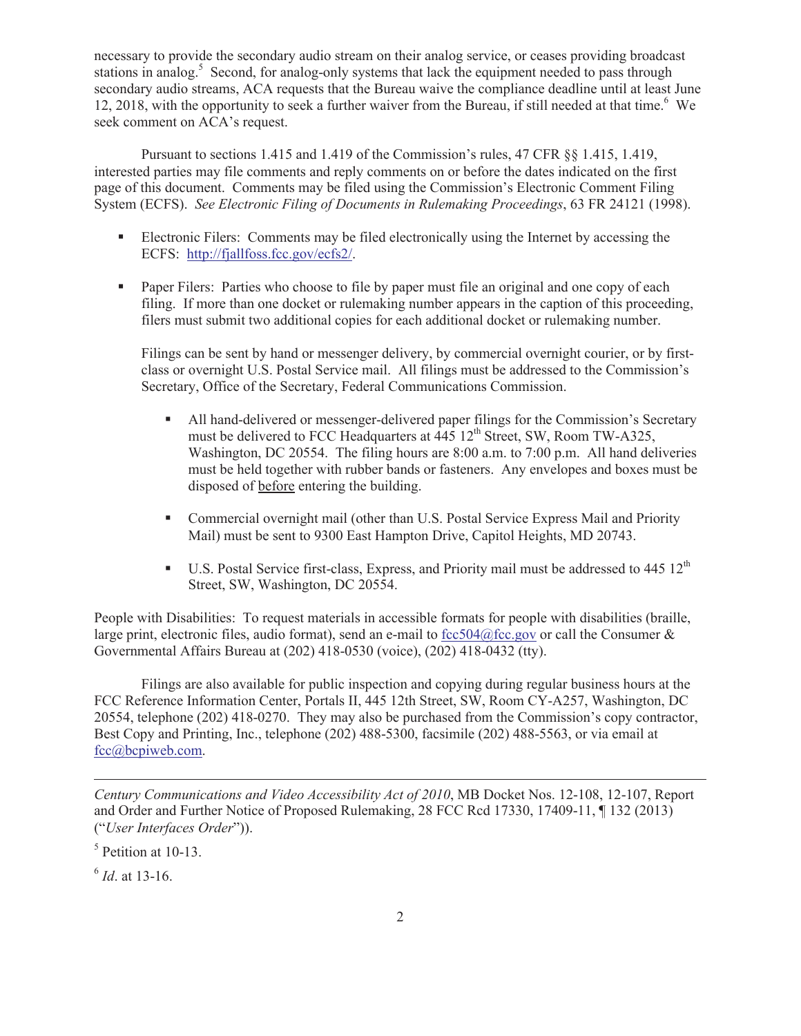necessary to provide the secondary audio stream on their analog service, or ceases providing broadcast stations in analog.[5] Second, for analog-only systems that lack the equipment needed to pass through secondary audio streams, ACA requests that the Bureau waive the compliance deadline until at least June 12, 2018, with the opportunity to seek a further waiver from the Bureau, if still needed at that time.[6] We seek comment on ACA's request.

Pursuant to sections 1.415 and 1.419 of the Commission's rules, 47 CFR §§ 1.415, 1.419, interested parties may file comments and reply comments on or before the dates indicated on the first page of this document. Comments may be filed using the Commission's Electronic Comment Filing System (ECFS). *See Electronic Filing of Documents in Rulemaking Proceedings*, 63 FR 24121 (1998).

- Electronic Filers: Comments may be filed electronically using the Internet by accessing the ECFS: http://fjallfoss.fcc.gov/ecfs2/.

- Paper Filers: Parties who choose to file by paper must file an original and one copy of each filing. If more than one docket or rulemaking number appears in the caption of this proceeding, filers must submit two additional copies for each additional docket or rulemaking number.

  Filings can be sent by hand or messenger delivery, by commercial overnight courier, or by first-class or overnight U.S. Postal Service mail. All filings must be addressed to the Commission's Secretary, Office of the Secretary, Federal Communications Commission.

  - All hand-delivered or messenger-delivered paper filings for the Commission's Secretary must be delivered to FCC Headquarters at 445 12th Street, SW, Room TW-A325, Washington, DC 20554. The filing hours are 8:00 a.m. to 7:00 p.m. All hand deliveries must be held together with rubber bands or fasteners. Any envelopes and boxes must be disposed of before entering the building.

  - Commercial overnight mail (other than U.S. Postal Service Express Mail and Priority Mail) must be sent to 9300 East Hampton Drive, Capitol Heights, MD 20743.

  - U.S. Postal Service first-class, Express, and Priority mail must be addressed to 445 12th Street, SW, Washington, DC 20554.

People with Disabilities: To request materials in accessible formats for people with disabilities (braille, large print, electronic files, audio format), send an e-mail to fcc504@fcc.gov or call the Consumer & Governmental Affairs Bureau at (202) 418-0530 (voice), (202) 418-0432 (tty).

Filings are also available for public inspection and copying during regular business hours at the FCC Reference Information Center, Portals II, 445 12th Street, SW, Room CY-A257, Washington, DC 20554, telephone (202) 418-0270. They may also be purchased from the Commission's copy contractor, Best Copy and Printing, Inc., telephone (202) 488-5300, facsimile (202) 488-5563, or via email at fcc@bcpiweb.com.

---

*Century Communications and Video Accessibility Act of 2010*, MB Docket Nos. 12-108, 12-107, Report and Order and Further Notice of Proposed Rulemaking, 28 FCC Rcd 17330, 17409-11, ¶ 132 (2013) ("*User Interfaces Order*")).

[5] Petition at 10-13.

[6] *Id*. at 13-16.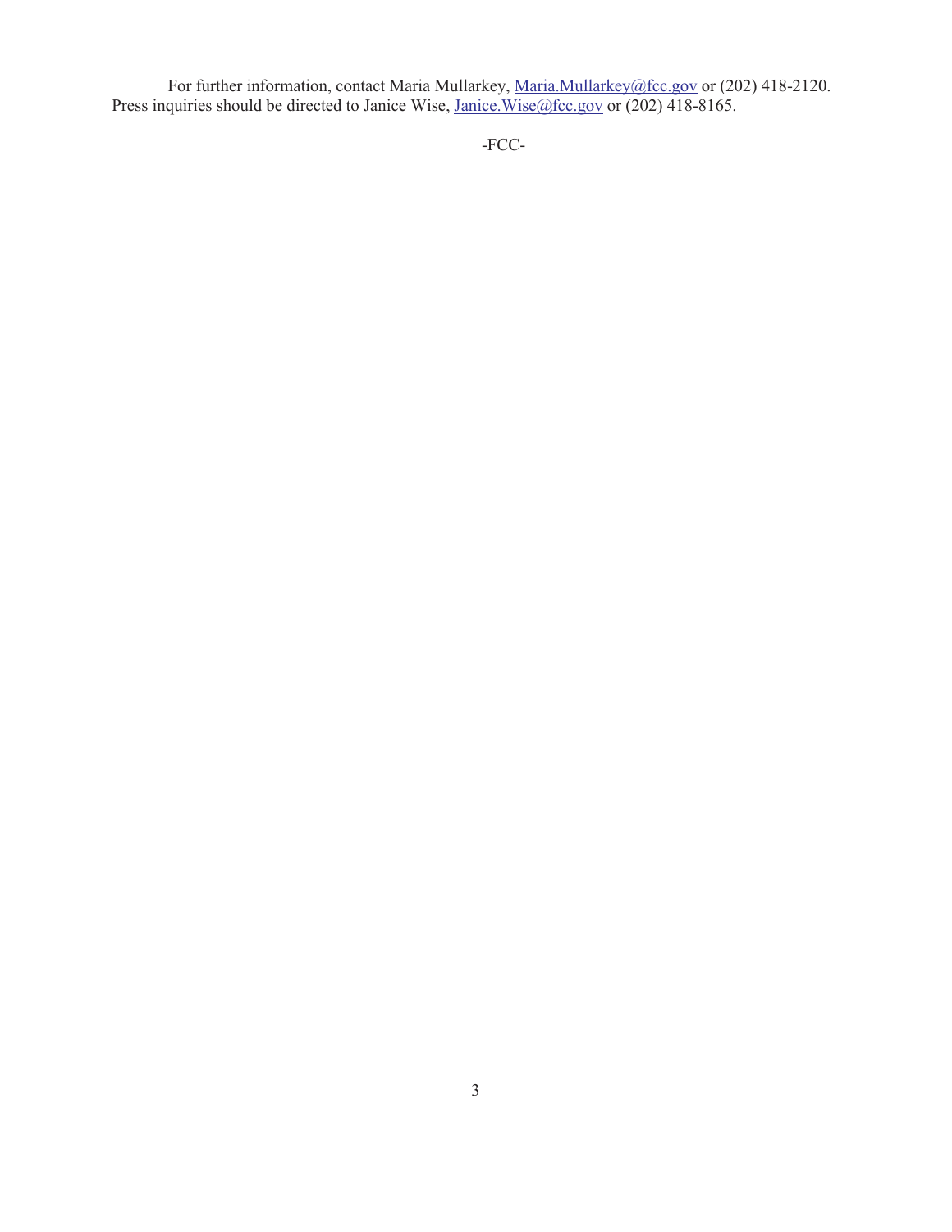For further information, contact Maria Mullarkey, Maria.Mullarkey@fcc.gov or (202) 418-2120. Press inquiries should be directed to Janice Wise, Janice.Wise@fcc.gov or (202) 418-8165.

-FCC-